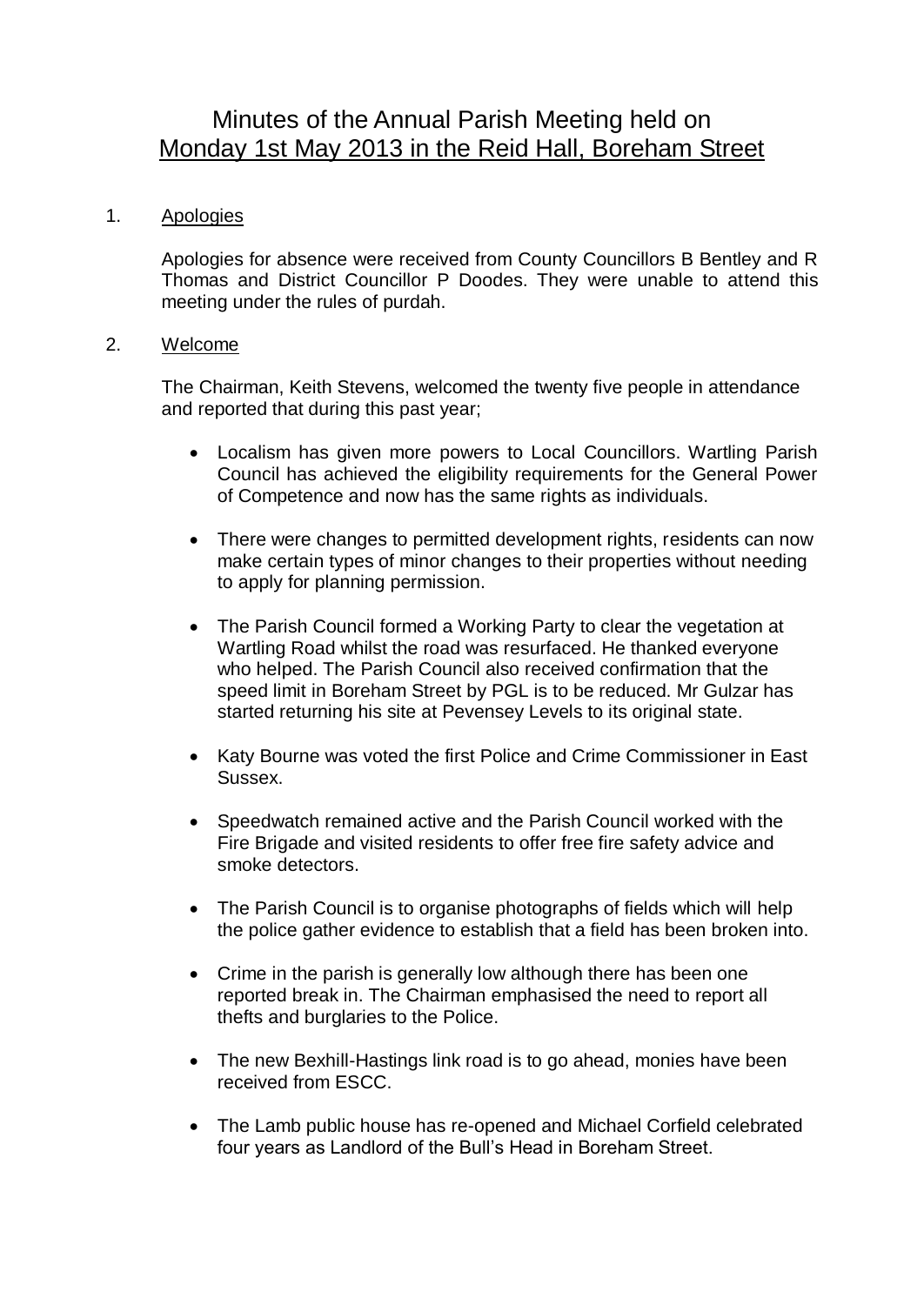# Minutes of the Annual Parish Meeting held on Monday 1st May 2013 in the Reid Hall, Boreham Street

1. Apologies

   Apologies for absence were received from County Councillors B Bentley and R Thomas and District Councillor P Doodes. They were unable to attend this meeting under the rules of purdah.

2. Welcome

   The Chairman, Keith Stevens, welcomed the twenty five people in attendance and reported that during this past year;

   - Localism has given more powers to Local Councillors. Wartling Parish Council has achieved the eligibility requirements for the General Power of Competence and now has the same rights as individuals.

   - There were changes to permitted development rights, residents can now make certain types of minor changes to their properties without needing to apply for planning permission.

   - The Parish Council formed a Working Party to clear the vegetation at Wartling Road whilst the road was resurfaced. He thanked everyone who helped. The Parish Council also received confirmation that the speed limit in Boreham Street by PGL is to be reduced. Mr Gulzar has started returning his site at Pevensey Levels to its original state.

   - Katy Bourne was voted the first Police and Crime Commissioner in East Sussex.

   - Speedwatch remained active and the Parish Council worked with the Fire Brigade and visited residents to offer free fire safety advice and smoke detectors.

   - The Parish Council is to organise photographs of fields which will help the police gather evidence to establish that a field has been broken into.

   - Crime in the parish is generally low although there has been one reported break in. The Chairman emphasised the need to report all thefts and burglaries to the Police.

   - The new Bexhill-Hastings link road is to go ahead, monies have been received from ESCC.

   - The Lamb public house has re-opened and Michael Corfield celebrated four years as Landlord of the Bull's Head in Boreham Street.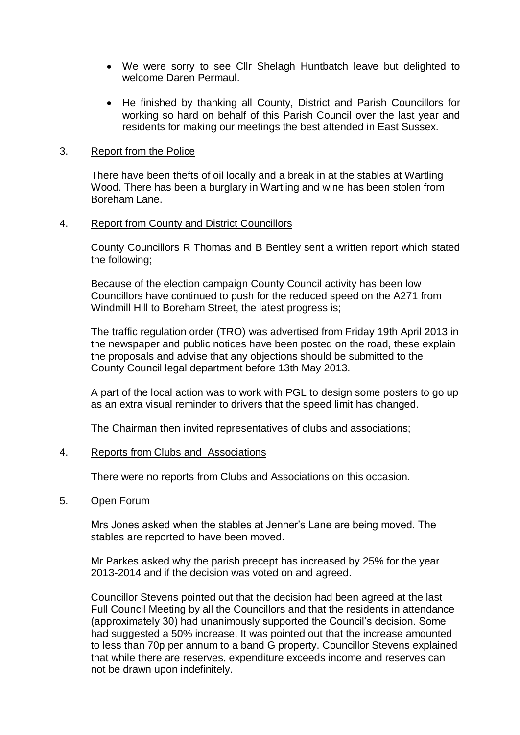- We were sorry to see Cllr Shelagh Huntbatch leave but delighted to welcome Daren Permaul.

- He finished by thanking all County, District and Parish Councillors for working so hard on behalf of this Parish Council over the last year and residents for making our meetings the best attended in East Sussex.

3. <u>Report from the Police</u>

There have been thefts of oil locally and a break in at the stables at Wartling Wood. There has been a burglary in Wartling and wine has been stolen from Boreham Lane.

4. <u>Report from County and District Councillors</u>

County Councillors R Thomas and B Bentley sent a written report which stated the following;

Because of the election campaign County Council activity has been low Councillors have continued to push for the reduced speed on the A271 from Windmill Hill to Boreham Street, the latest progress is;

The traffic regulation order (TRO) was advertised from Friday 19th April 2013 in the newspaper and public notices have been posted on the road, these explain the proposals and advise that any objections should be submitted to the County Council legal department before 13th May 2013.

A part of the local action was to work with PGL to design some posters to go up as an extra visual reminder to drivers that the speed limit has changed.

The Chairman then invited representatives of clubs and associations;

4. <u>Reports from Clubs and Associations</u>

There were no reports from Clubs and Associations on this occasion.

5. <u>Open Forum</u>

Mrs Jones asked when the stables at Jenner's Lane are being moved. The stables are reported to have been moved.

Mr Parkes asked why the parish precept has increased by 25% for the year 2013-2014 and if the decision was voted on and agreed.

Councillor Stevens pointed out that the decision had been agreed at the last Full Council Meeting by all the Councillors and that the residents in attendance (approximately 30) had unanimously supported the Council's decision. Some had suggested a 50% increase. It was pointed out that the increase amounted to less than 70p per annum to a band G property. Councillor Stevens explained that while there are reserves, expenditure exceeds income and reserves can not be drawn upon indefinitely.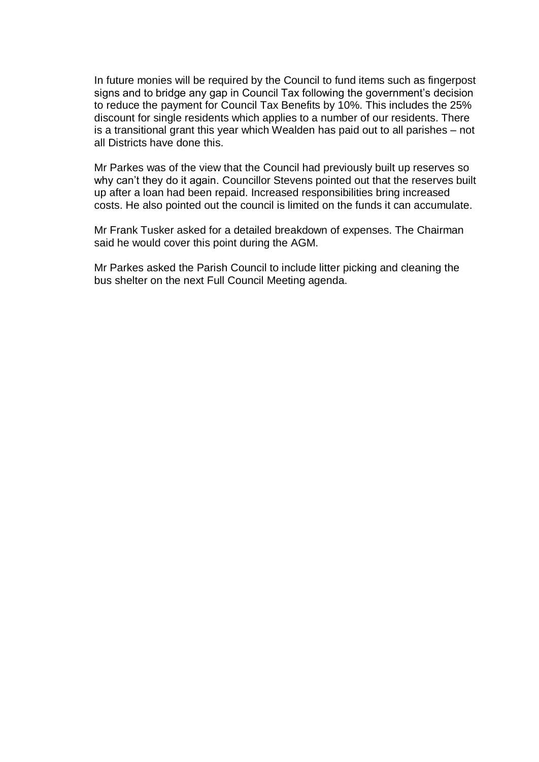In future monies will be required by the Council to fund items such as fingerpost signs and to bridge any gap in Council Tax following the government's decision to reduce the payment for Council Tax Benefits by 10%. This includes the 25% discount for single residents which applies to a number of our residents. There is a transitional grant this year which Wealden has paid out to all parishes – not all Districts have done this.

Mr Parkes was of the view that the Council had previously built up reserves so why can't they do it again. Councillor Stevens pointed out that the reserves built up after a loan had been repaid. Increased responsibilities bring increased costs. He also pointed out the council is limited on the funds it can accumulate.

Mr Frank Tusker asked for a detailed breakdown of expenses. The Chairman said he would cover this point during the AGM.

Mr Parkes asked the Parish Council to include litter picking and cleaning the bus shelter on the next Full Council Meeting agenda.